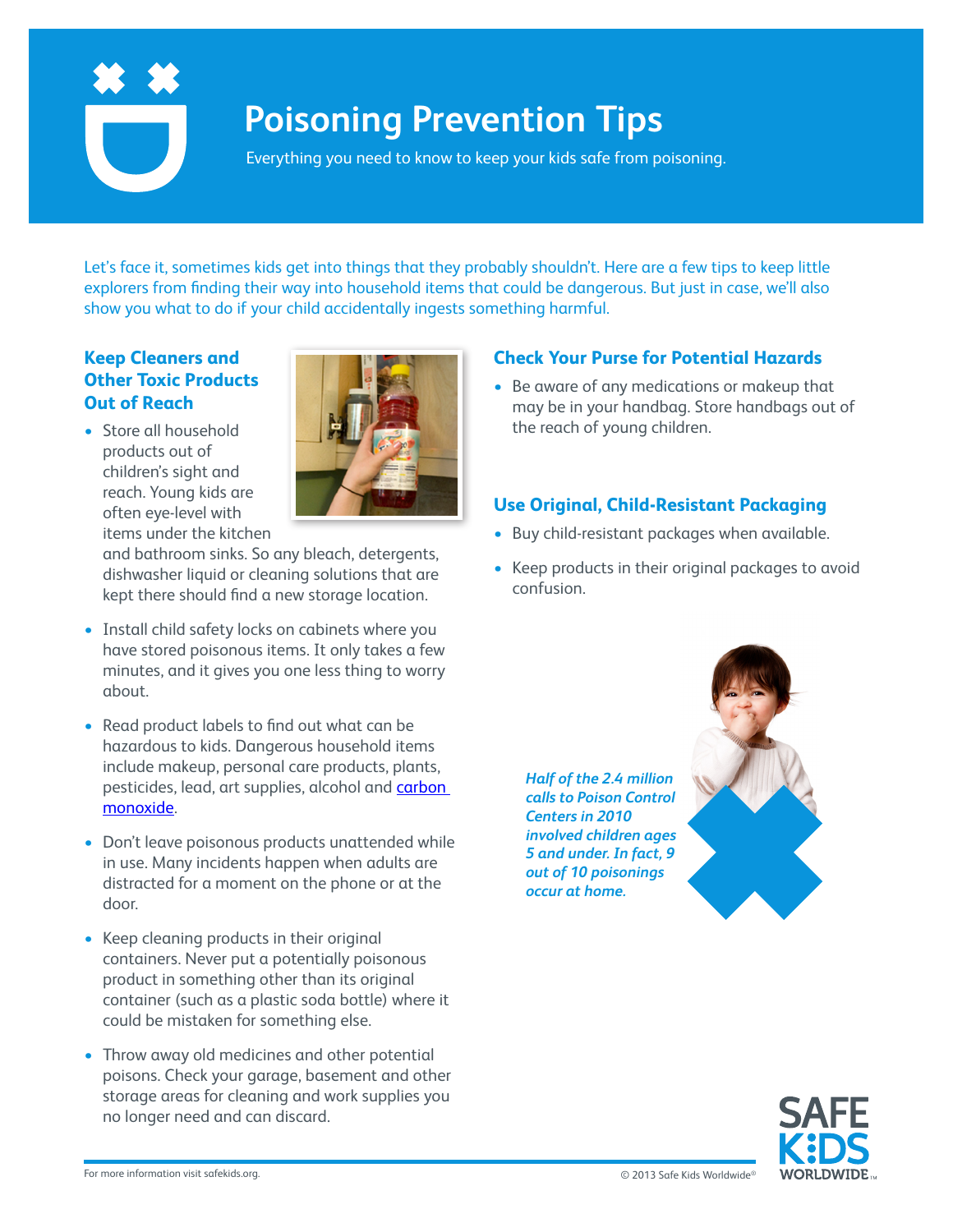# Poisoning Prevention Tips

Everything you need to know to keep your kids safe from poisoning.

Let's face it, sometimes kids get into things that they probably shouldn't. Here are a few tips to keep little explorers from finding their way into household items that could be dangerous. But just in case, we'll also show you what to do if your child accidentally ingests something harmful.

## Keep Cleaners and Other Toxic Products Out of Reach

- Store all household products out of children's sight and reach. Young kids are often eye-level with items under the kitchen and bathroom sinks. So any bleach, detergents, dishwasher liquid or cleaning solutions that are kept there should find a new storage location.
- Install child safety locks on cabinets where you have stored poisonous items. It only takes a few minutes, and it gives you one less thing to worry about.
- Read product labels to find out what can be hazardous to kids. Dangerous household items include makeup, personal care products, plants, pesticides, lead, art supplies, alcohol and carbon monoxide.
- Don't leave poisonous products unattended while in use. Many incidents happen when adults are distracted for a moment on the phone or at the door.
- Keep cleaning products in their original containers. Never put a potentially poisonous product in something other than its original container (such as a plastic soda bottle) where it could be mistaken for something else.
- Throw away old medicines and other potential poisons. Check your garage, basement and other storage areas for cleaning and work supplies you no longer need and can discard.

## Check Your Purse for Potential Hazards

- Be aware of any medications or makeup that may be in your handbag. Store handbags out of the reach of young children.

## Use Original, Child-Resistant Packaging

- Buy child-resistant packages when available.
- Keep products in their original packages to avoid confusion.

***Half of the 2.4 million calls to Poison Control Centers in 2010 involved children ages 5 and under. In fact, 9 out of 10 poisonings occur at home.***

For more information visit safekids.org.

© 2013 Safe Kids Worldwide®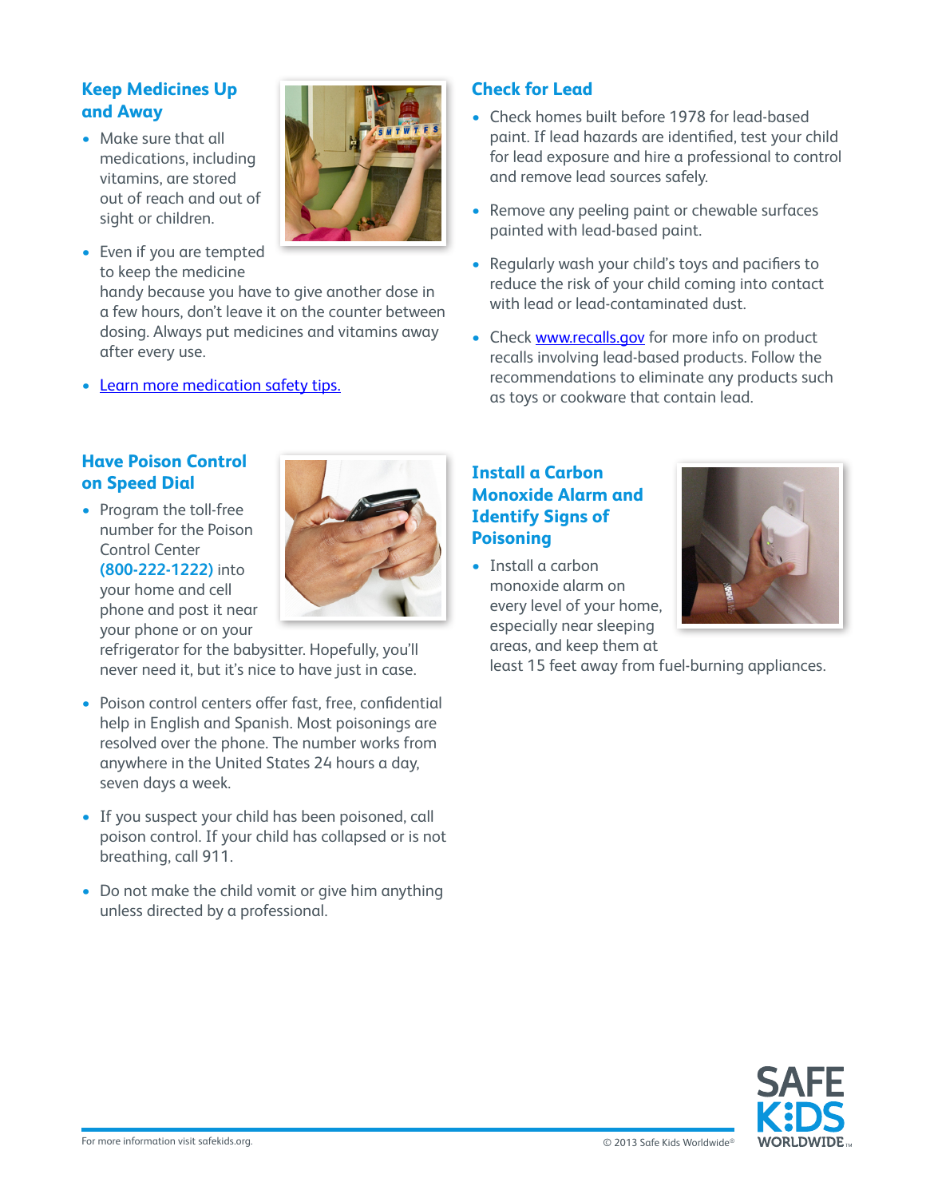## Keep Medicines Up and Away

- Make sure that all medications, including vitamins, are stored out of reach and out of sight or children.
- Even if you are tempted to keep the medicine handy because you have to give another dose in a few hours, don't leave it on the counter between dosing. Always put medicines and vitamins away after every use.
- Learn more medication safety tips.

## Have Poison Control on Speed Dial

- Program the toll-free number for the Poison Control Center **(800-222-1222)** into your home and cell phone and post it near your phone or on your refrigerator for the babysitter. Hopefully, you'll never need it, but it's nice to have just in case.
- Poison control centers offer fast, free, confidential help in English and Spanish. Most poisonings are resolved over the phone. The number works from anywhere in the United States 24 hours a day, seven days a week.
- If you suspect your child has been poisoned, call poison control. If your child has collapsed or is not breathing, call 911.
- Do not make the child vomit or give him anything unless directed by a professional.

## Check for Lead

- Check homes built before 1978 for lead-based paint. If lead hazards are identified, test your child for lead exposure and hire a professional to control and remove lead sources safely.
- Remove any peeling paint or chewable surfaces painted with lead-based paint.
- Regularly wash your child's toys and pacifiers to reduce the risk of your child coming into contact with lead or lead-contaminated dust.
- Check www.recalls.gov for more info on product recalls involving lead-based products. Follow the recommendations to eliminate any products such as toys or cookware that contain lead.

## Install a Carbon Monoxide Alarm and Identify Signs of Poisoning

- Install a carbon monoxide alarm on every level of your home, especially near sleeping areas, and keep them at least 15 feet away from fuel-burning appliances.

For more information visit safekids.org.

© 2013 Safe Kids Worldwide®